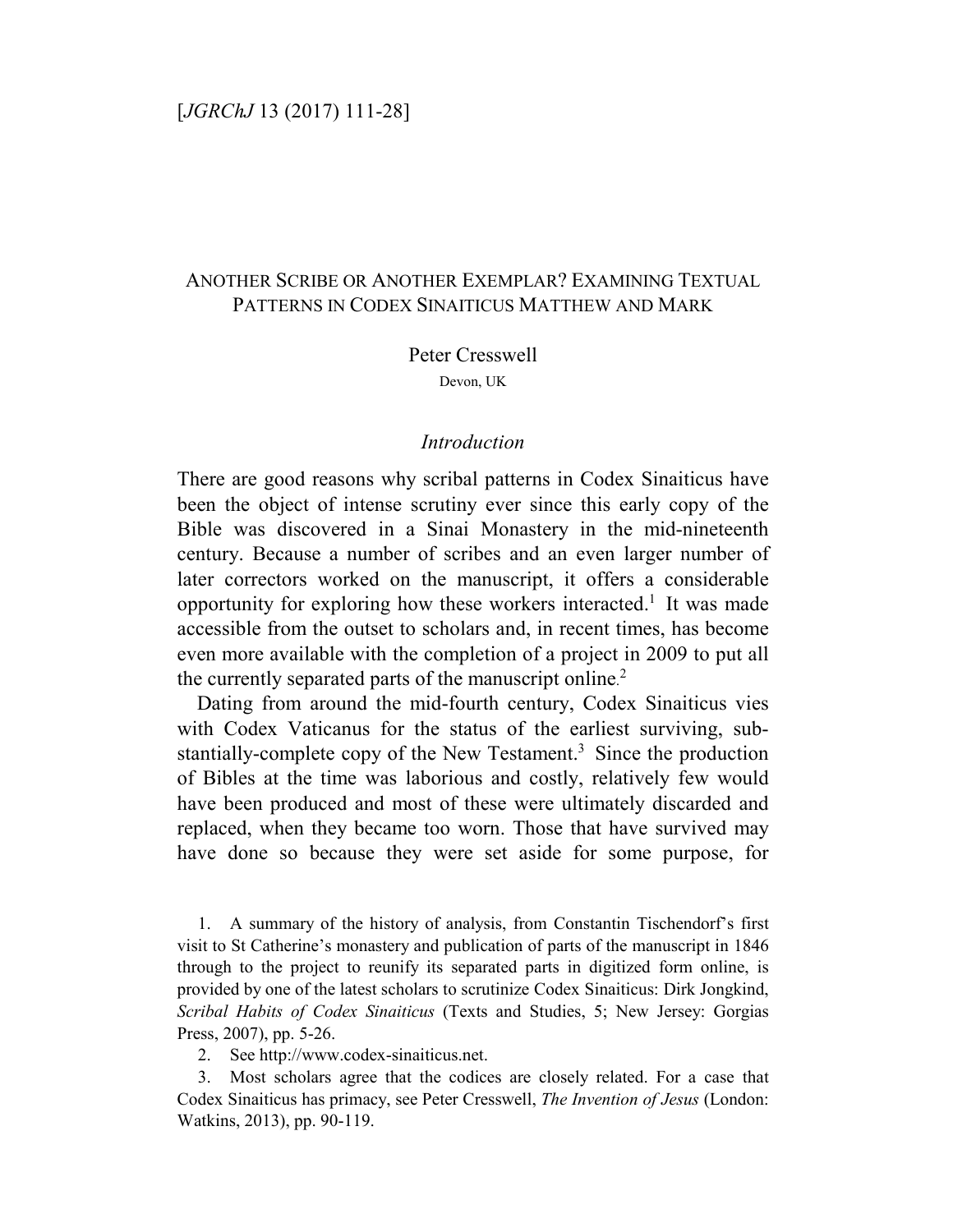# Another Scribe or Another Exemplar? Examining Textual Patterns in Codex Sinaiticus Matthew and Mark

Peter Cresswell

Devon, UK

## *Introduction*

There are good reasons why scribal patterns in Codex Sinaiticus have been the object of intense scrutiny ever since this early copy of the Bible was discovered in a Sinai Monastery in the mid-nineteenth century. Because a number of scribes and an even larger number of later correctors worked on the manuscript, it offers a considerable opportunity for exploring how these workers interacted.[1] It was made accessible from the outset to scholars and, in recent times, has become even more available with the completion of a project in 2009 to put all the currently separated parts of the manuscript online.[2]

Dating from around the mid-fourth century, Codex Sinaiticus vies with Codex Vaticanus for the status of the earliest surviving, substantially-complete copy of the New Testament.[3] Since the production of Bibles at the time was laborious and costly, relatively few would have been produced and most of these were ultimately discarded and replaced, when they became too worn. Those that have survived may have done so because they were set aside for some purpose, for

1. A summary of the history of analysis, from Constantin Tischendorf's first visit to St Catherine's monastery and publication of parts of the manuscript in 1846 through to the project to reunify its separated parts in digitized form online, is provided by one of the latest scholars to scrutinize Codex Sinaiticus: Dirk Jongkind, *Scribal Habits of Codex Sinaiticus* (Texts and Studies, 5; New Jersey: Gorgias Press, 2007), pp. 5-26.

2. See http://www.codex-sinaiticus.net.

3. Most scholars agree that the codices are closely related. For a case that Codex Sinaiticus has primacy, see Peter Cresswell, *The Invention of Jesus* (London: Watkins, 2013), pp. 90-119.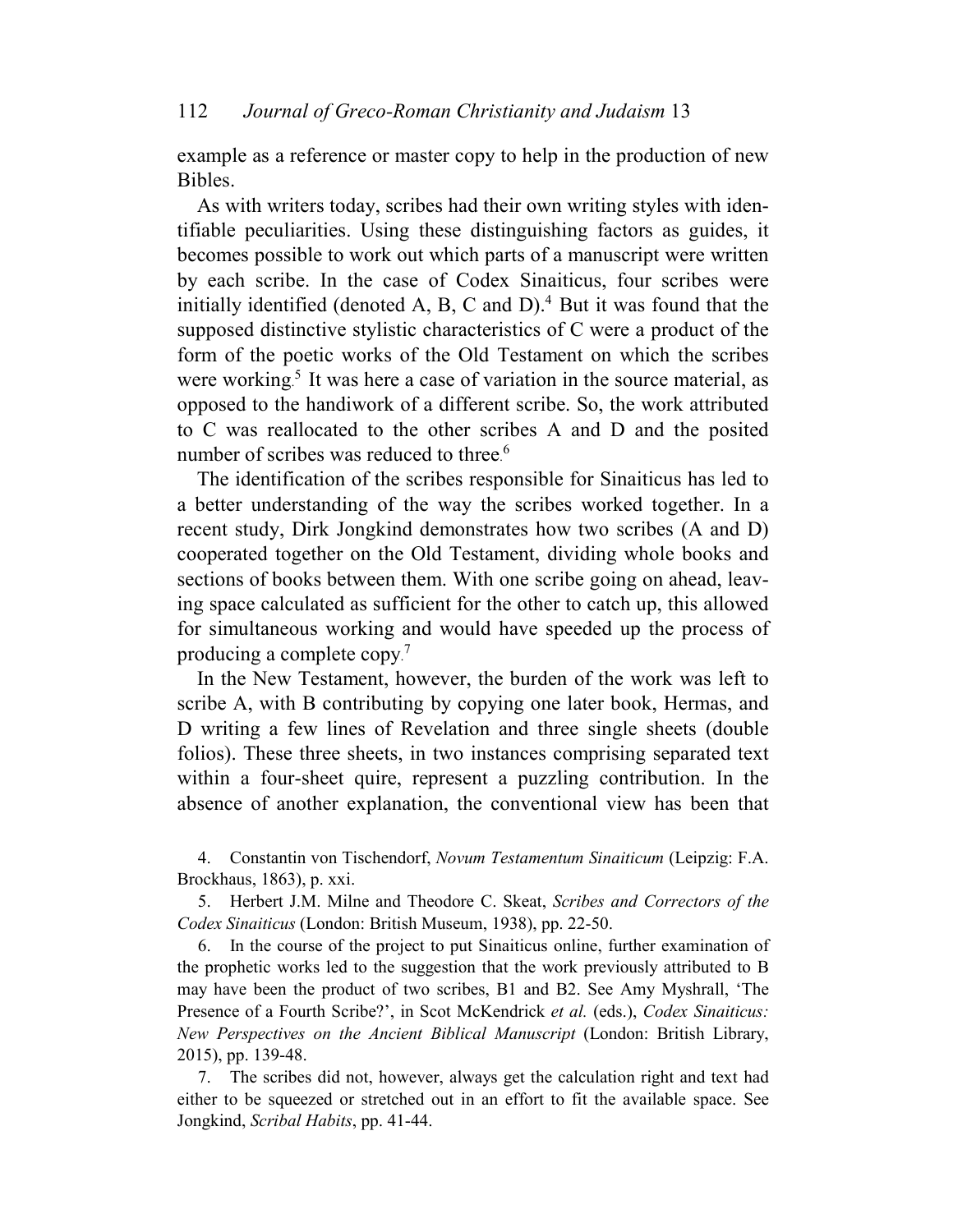example as a reference or master copy to help in the production of new Bibles.

As with writers today, scribes had their own writing styles with identifiable peculiarities. Using these distinguishing factors as guides, it becomes possible to work out which parts of a manuscript were written by each scribe. In the case of Codex Sinaiticus, four scribes were initially identified (denoted A, B, C and D).[4] But it was found that the supposed distinctive stylistic characteristics of C were a product of the form of the poetic works of the Old Testament on which the scribes were working.[5] It was here a case of variation in the source material, as opposed to the handiwork of a different scribe. So, the work attributed to C was reallocated to the other scribes A and D and the posited number of scribes was reduced to three.[6]

The identification of the scribes responsible for Sinaiticus has led to a better understanding of the way the scribes worked together. In a recent study, Dirk Jongkind demonstrates how two scribes (A and D) cooperated together on the Old Testament, dividing whole books and sections of books between them. With one scribe going on ahead, leaving space calculated as sufficient for the other to catch up, this allowed for simultaneous working and would have speeded up the process of producing a complete copy.[7]

In the New Testament, however, the burden of the work was left to scribe A, with B contributing by copying one later book, Hermas, and D writing a few lines of Revelation and three single sheets (double folios). These three sheets, in two instances comprising separated text within a four-sheet quire, represent a puzzling contribution. In the absence of another explanation, the conventional view has been that

4. Constantin von Tischendorf, *Novum Testamentum Sinaiticum* (Leipzig: F.A. Brockhaus, 1863), p. xxi.

5. Herbert J.M. Milne and Theodore C. Skeat, *Scribes and Correctors of the Codex Sinaiticus* (London: British Museum, 1938), pp. 22-50.

6. In the course of the project to put Sinaiticus online, further examination of the prophetic works led to the suggestion that the work previously attributed to B may have been the product of two scribes, B1 and B2. See Amy Myshrall, 'The Presence of a Fourth Scribe?', in Scot McKendrick *et al.* (eds.), *Codex Sinaiticus: New Perspectives on the Ancient Biblical Manuscript* (London: British Library, 2015), pp. 139-48.

7. The scribes did not, however, always get the calculation right and text had either to be squeezed or stretched out in an effort to fit the available space. See Jongkind, *Scribal Habits*, pp. 41-44.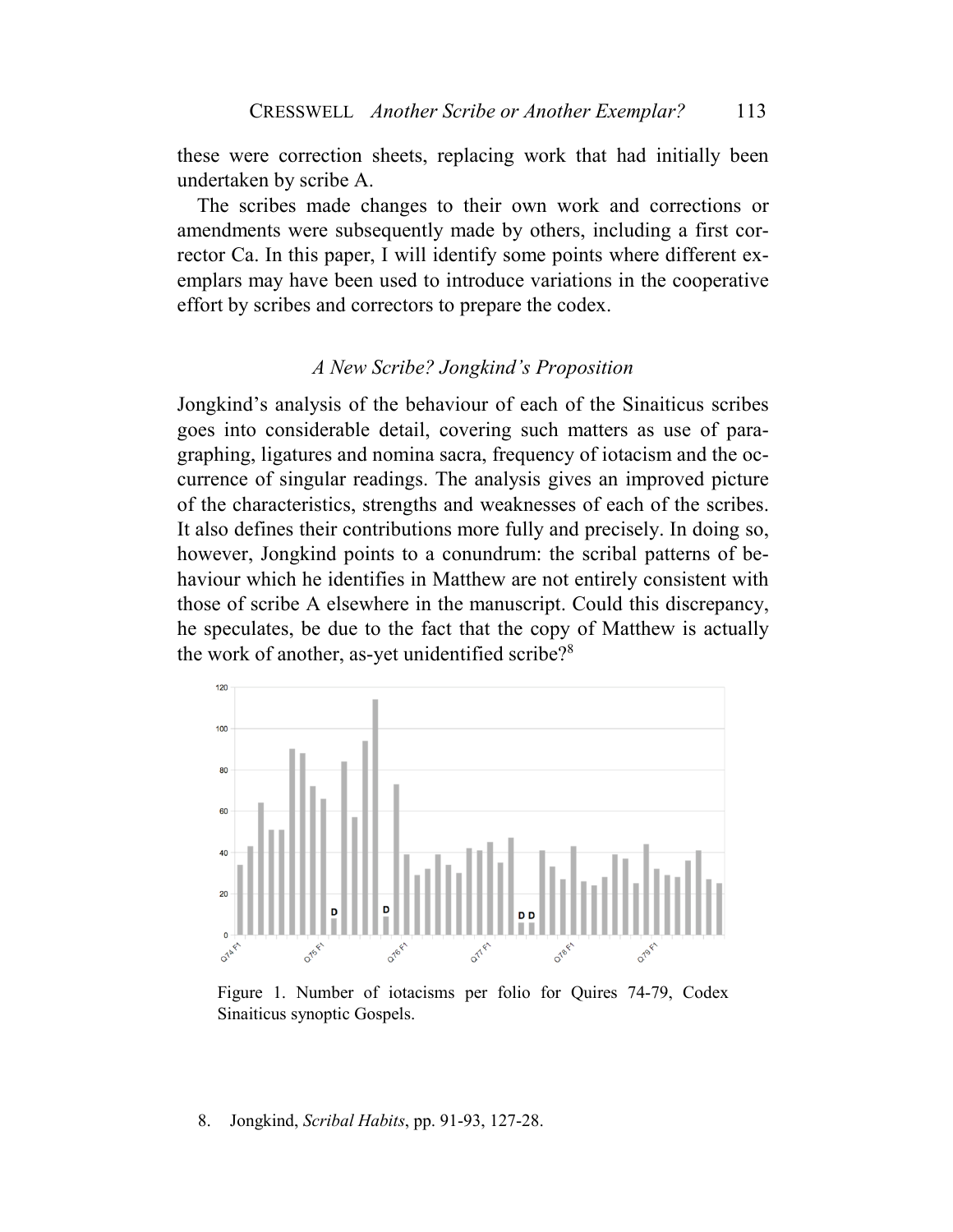these were correction sheets, replacing work that had initially been undertaken by scribe A.

The scribes made changes to their own work and corrections or amendments were subsequently made by others, including a first corrector Ca. In this paper, I will identify some points where different exemplars may have been used to introduce variations in the cooperative effort by scribes and correctors to prepare the codex.

### *A New Scribe? Jongkind's Proposition*

Jongkind's analysis of the behaviour of each of the Sinaiticus scribes goes into considerable detail, covering such matters as use of paragraphing, ligatures and nomina sacra, frequency of iotacism and the occurrence of singular readings. The analysis gives an improved picture of the characteristics, strengths and weaknesses of each of the scribes. It also defines their contributions more fully and precisely. In doing so, however, Jongkind points to a conundrum: the scribal patterns of behaviour which he identifies in Matthew are not entirely consistent with those of scribe A elsewhere in the manuscript. Could this discrepancy, he speculates, be due to the fact that the copy of Matthew is actually the work of another, as-yet unidentified scribe?[8]

Figure 1. Number of iotacisms per folio for Quires 74-79, Codex Sinaiticus synoptic Gospels.

8. Jongkind, *Scribal Habits*, pp. 91-93, 127-28.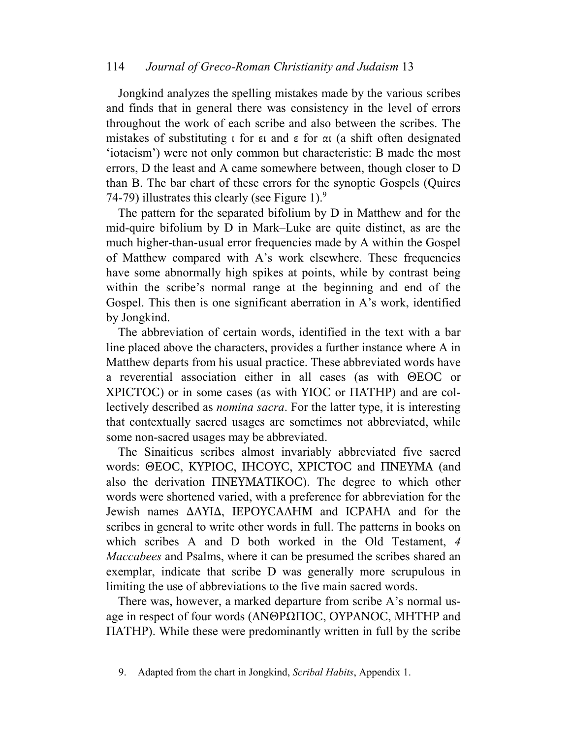Jongkind analyzes the spelling mistakes made by the various scribes and finds that in general there was consistency in the level of errors throughout the work of each scribe and also between the scribes. The mistakes of substituting ι for ει and ε for αι (a shift often designated 'iotacism') were not only common but characteristic: B made the most errors, D the least and A came somewhere between, though closer to D than B. The bar chart of these errors for the synoptic Gospels (Quires 74-79) illustrates this clearly (see Figure 1).[9]

The pattern for the separated bifolium by D in Matthew and for the mid-quire bifolium by D in Mark–Luke are quite distinct, as are the much higher-than-usual error frequencies made by A within the Gospel of Matthew compared with A's work elsewhere. These frequencies have some abnormally high spikes at points, while by contrast being within the scribe's normal range at the beginning and end of the Gospel. This then is one significant aberration in A's work, identified by Jongkind.

The abbreviation of certain words, identified in the text with a bar line placed above the characters, provides a further instance where A in Matthew departs from his usual practice. These abbreviated words have a reverential association either in all cases (as with ΘΕΟϹ or ΧΡΙϹΤΟϹ) or in some cases (as with ΥΙΟϹ or ΠΑΤΗΡ) and are collectively described as *nomina sacra*. For the latter type, it is interesting that contextually sacred usages are sometimes not abbreviated, while some non-sacred usages may be abbreviated.

The Sinaiticus scribes almost invariably abbreviated five sacred words: ΘΕΟϹ, ΚΥΡΙΟϹ, ΙΗϹΟΥϹ, ΧΡΙϹΤΟϹ and ΠΝΕΥΜΑ (and also the derivation ΠΝΕΥΜΑΤΙΚΟϹ). The degree to which other words were shortened varied, with a preference for abbreviation for the Jewish names ΔΑΥΙΔ, ΙΕΡΟΥϹΑΛΗΜ and ΙϹΡΑΗΛ and for the scribes in general to write other words in full. The patterns in books on which scribes A and D both worked in the Old Testament, *4 Maccabees* and Psalms, where it can be presumed the scribes shared an exemplar, indicate that scribe D was generally more scrupulous in limiting the use of abbreviations to the five main sacred words.

There was, however, a marked departure from scribe A's normal usage in respect of four words (ΑΝΘΡΩΠΟϹ, ΟΥΡΑΝΟϹ, ΜΗΤΗΡ and ΠΑΤΗΡ). While these were predominantly written in full by the scribe

9. Adapted from the chart in Jongkind, *Scribal Habits*, Appendix 1.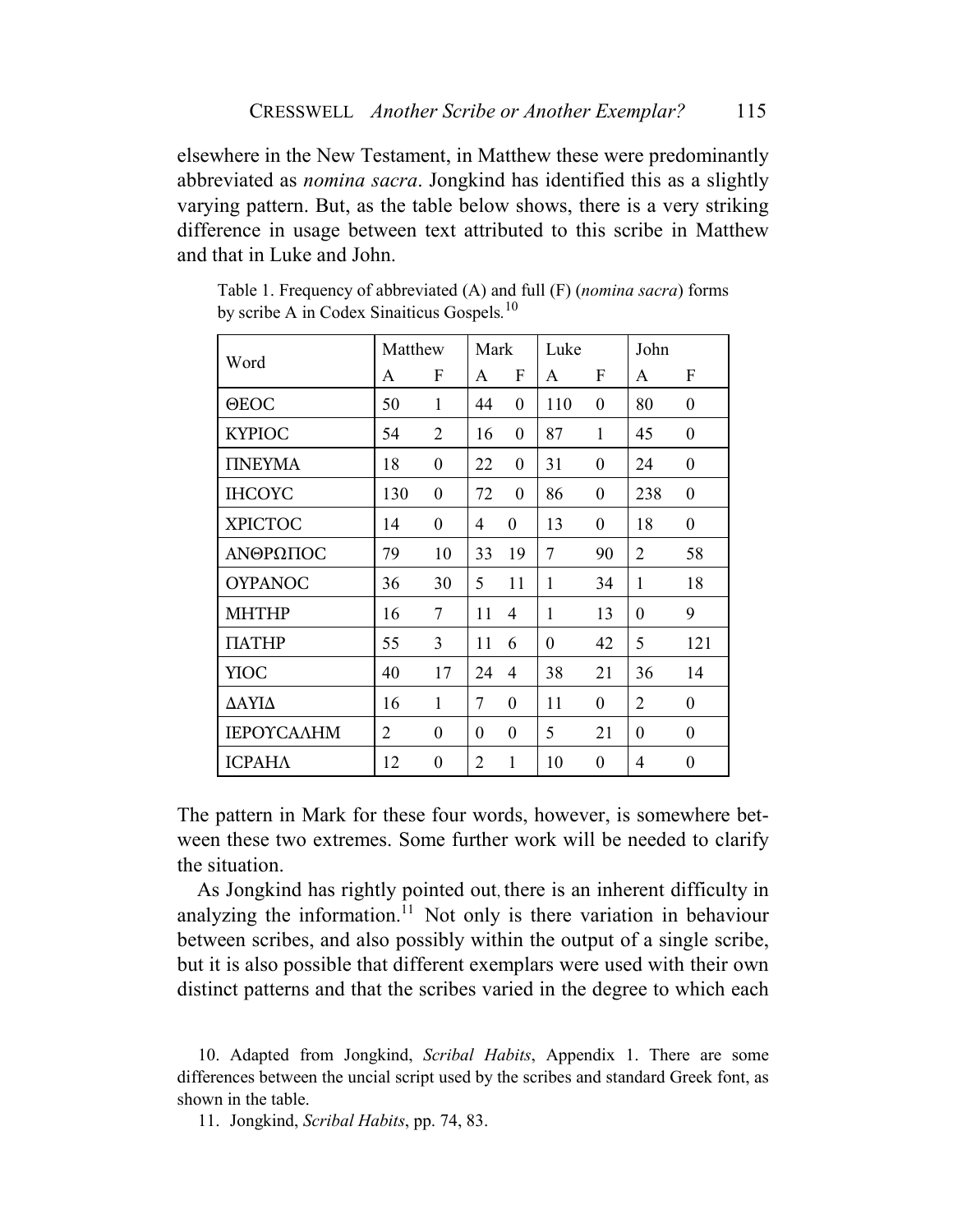elsewhere in the New Testament, in Matthew these were predominantly abbreviated as *nomina sacra*. Jongkind has identified this as a slightly varying pattern. But, as the table below shows, there is a very striking difference in usage between text attributed to this scribe in Matthew and that in Luke and John.

Table 1. Frequency of abbreviated (A) and full (F) (*nomina sacra*) forms by scribe A in Codex Sinaiticus Gospels.[10]

| Word | Matthew | | Mark | | Luke | | John | |
|---|---|---|---|---|---|---|---|---|
| | A | F | A | F | A | F | A | F |
| ΘΕΟC | 50 | 1 | 44 | 0 | 110 | 0 | 80 | 0 |
| ΚΥΡΙΟC | 54 | 2 | 16 | 0 | 87 | 1 | 45 | 0 |
| ΠΝΕΥΜΑ | 18 | 0 | 22 | 0 | 31 | 0 | 24 | 0 |
| ΙΗCΟΥC | 130 | 0 | 72 | 0 | 86 | 0 | 238 | 0 |
| ΧΡΙCΤΟC | 14 | 0 | 4 | 0 | 13 | 0 | 18 | 0 |
| ΑΝΘΡΩΠΟC | 79 | 10 | 33 | 19 | 7 | 90 | 2 | 58 |
| ΟΥΡΑΝΟC | 36 | 30 | 5 | 11 | 1 | 34 | 1 | 18 |
| ΜΗΤΗΡ | 16 | 7 | 11 | 4 | 1 | 13 | 0 | 9 |
| ΠΑΤΗΡ | 55 | 3 | 11 | 6 | 0 | 42 | 5 | 121 |
| ΥΙΟC | 40 | 17 | 24 | 4 | 38 | 21 | 36 | 14 |
| ΔΑΥΙΔ | 16 | 1 | 7 | 0 | 11 | 0 | 2 | 0 |
| ΙΕΡΟΥCΑΛΗΜ | 2 | 0 | 0 | 0 | 5 | 21 | 0 | 0 |
| ΙCΡΑΗΛ | 12 | 0 | 2 | 1 | 10 | 0 | 4 | 0 |

The pattern in Mark for these four words, however, is somewhere between these two extremes. Some further work will be needed to clarify the situation.

As Jongkind has rightly pointed out, there is an inherent difficulty in analyzing the information.[11] Not only is there variation in behaviour between scribes, and also possibly within the output of a single scribe, but it is also possible that different exemplars were used with their own distinct patterns and that the scribes varied in the degree to which each

10. Adapted from Jongkind, *Scribal Habits*, Appendix 1. There are some differences between the uncial script used by the scribes and standard Greek font, as shown in the table.

11. Jongkind, *Scribal Habits*, pp. 74, 83.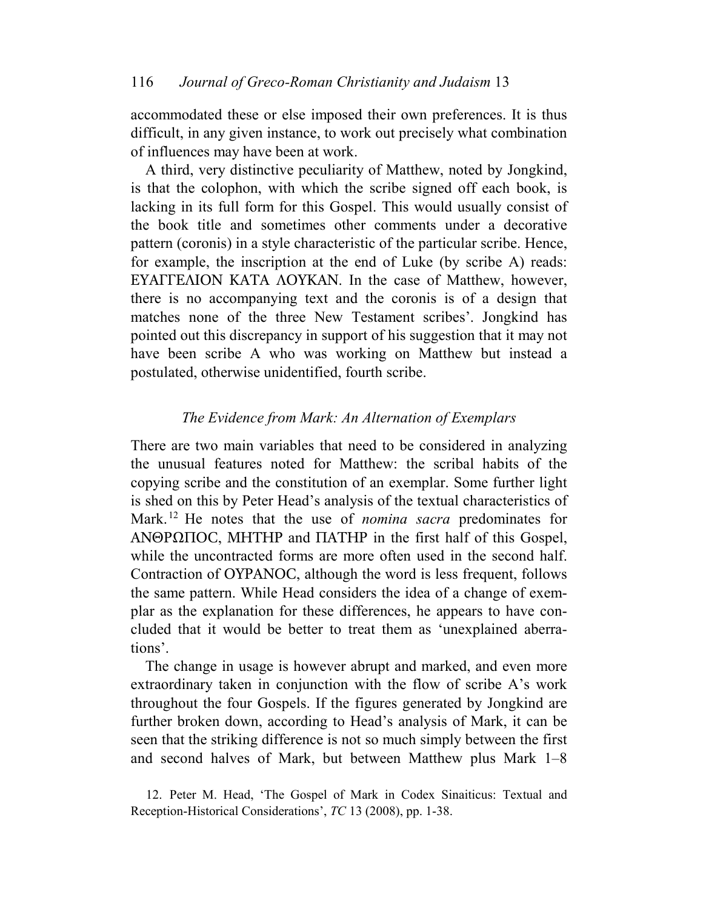accommodated these or else imposed their own preferences. It is thus difficult, in any given instance, to work out precisely what combination of influences may have been at work.

A third, very distinctive peculiarity of Matthew, noted by Jongkind, is that the colophon, with which the scribe signed off each book, is lacking in its full form for this Gospel. This would usually consist of the book title and sometimes other comments under a decorative pattern (coronis) in a style characteristic of the particular scribe. Hence, for example, the inscription at the end of Luke (by scribe A) reads: ΕΥΑΓΓΕΛΙΟΝ ΚΑΤΑ ΛΟΥΚΑΝ. In the case of Matthew, however, there is no accompanying text and the coronis is of a design that matches none of the three New Testament scribes'. Jongkind has pointed out this discrepancy in support of his suggestion that it may not have been scribe A who was working on Matthew but instead a postulated, otherwise unidentified, fourth scribe.

### *The Evidence from Mark: An Alternation of Exemplars*

There are two main variables that need to be considered in analyzing the unusual features noted for Matthew: the scribal habits of the copying scribe and the constitution of an exemplar. Some further light is shed on this by Peter Head's analysis of the textual characteristics of Mark.[12] He notes that the use of *nomina sacra* predominates for ΑΝΘΡΩΠΟϹ, ΜΗΤΗΡ and ΠΑΤΗΡ in the first half of this Gospel, while the uncontracted forms are more often used in the second half. Contraction of ΟΥΡΑΝΟϹ, although the word is less frequent, follows the same pattern. While Head considers the idea of a change of exemplar as the explanation for these differences, he appears to have concluded that it would be better to treat them as 'unexplained aberrations'.

The change in usage is however abrupt and marked, and even more extraordinary taken in conjunction with the flow of scribe A's work throughout the four Gospels. If the figures generated by Jongkind are further broken down, according to Head's analysis of Mark, it can be seen that the striking difference is not so much simply between the first and second halves of Mark, but between Matthew plus Mark 1–8

12. Peter M. Head, 'The Gospel of Mark in Codex Sinaiticus: Textual and Reception-Historical Considerations', *TC* 13 (2008), pp. 1-38.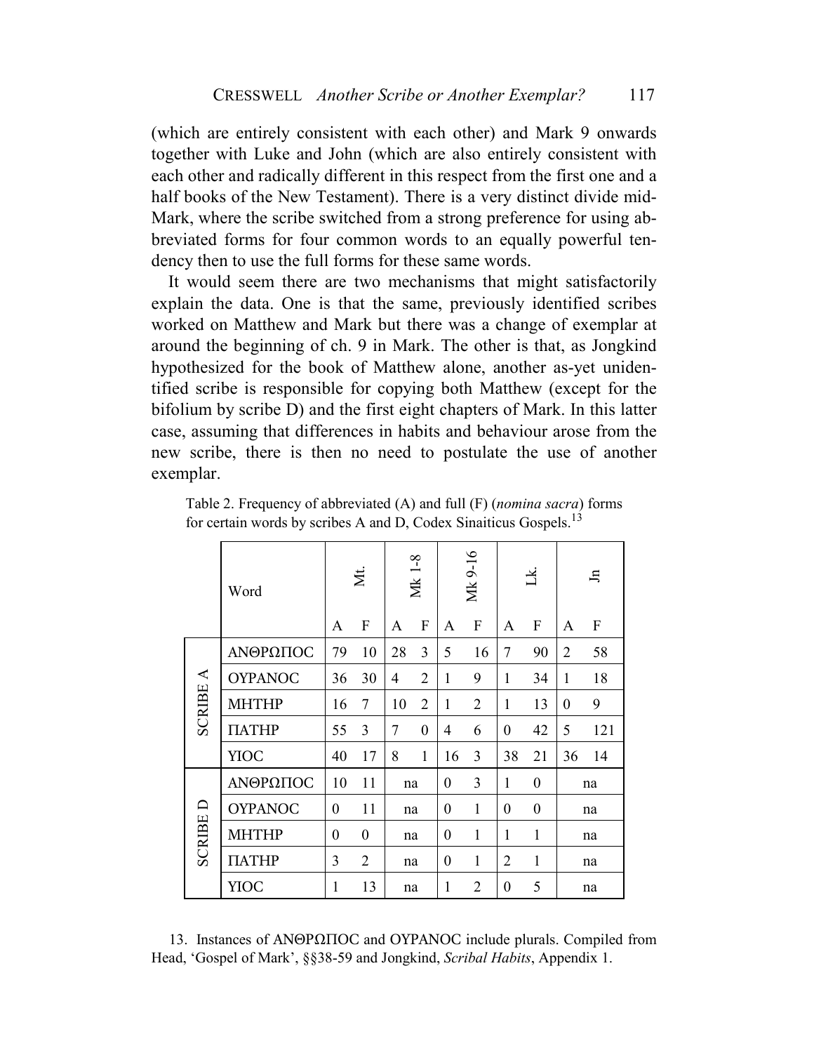(which are entirely consistent with each other) and Mark 9 onwards together with Luke and John (which are also entirely consistent with each other and radically different in this respect from the first one and a half books of the New Testament). There is a very distinct divide mid-Mark, where the scribe switched from a strong preference for using abbreviated forms for four common words to an equally powerful tendency then to use the full forms for these same words.

It would seem there are two mechanisms that might satisfactorily explain the data. One is that the same, previously identified scribes worked on Matthew and Mark but there was a change of exemplar at around the beginning of ch. 9 in Mark. The other is that, as Jongkind hypothesized for the book of Matthew alone, another as-yet unidentified scribe is responsible for copying both Matthew (except for the bifolium by scribe D) and the first eight chapters of Mark. In this latter case, assuming that differences in habits and behaviour arose from the new scribe, there is then no need to postulate the use of another exemplar.

Table 2. Frequency of abbreviated (A) and full (F) (*nomina sacra*) forms for certain words by scribes A and D, Codex Sinaiticus Gospels.[13]

| | Word | Mt. | | Mk 1-8 | | Mk 9-16 | | Lk. | | Jn | |
|---|---|---|---|---|---|---|---|---|---|---|---|
| | | A | F | A | F | A | F | A | F | A | F |
| SCRIBE A | ΑΝΘΡΩΠΟϹ | 79 | 10 | 28 | 3 | 5 | 16 | 7 | 90 | 2 | 58 |
| | ΟΥΡΑΝΟϹ | 36 | 30 | 4 | 2 | 1 | 9 | 1 | 34 | 1 | 18 |
| | ΜΗΤΗΡ | 16 | 7 | 10 | 2 | 1 | 2 | 1 | 13 | 0 | 9 |
| | ΠΑΤΗΡ | 55 | 3 | 7 | 0 | 4 | 6 | 0 | 42 | 5 | 121 |
| | ΥΙΟϹ | 40 | 17 | 8 | 1 | 16 | 3 | 38 | 21 | 36 | 14 |
| SCRIBE D | ΑΝΘΡΩΠΟϹ | 10 | 11 | na | | 0 | 3 | 1 | 0 | na | |
| | ΟΥΡΑΝΟϹ | 0 | 11 | na | | 0 | 1 | 0 | 0 | na | |
| | ΜΗΤΗΡ | 0 | 0 | na | | 0 | 1 | 1 | 1 | na | |
| | ΠΑΤΗΡ | 3 | 2 | na | | 0 | 1 | 2 | 1 | na | |
| | ΥΙΟϹ | 1 | 13 | na | | 1 | 2 | 0 | 5 | na | |

13. Instances of ΑΝΘΡΩΠΟϹ and ΟΥΡΑΝΟϹ include plurals. Compiled from Head, 'Gospel of Mark', §§38-59 and Jongkind, *Scribal Habits*, Appendix 1.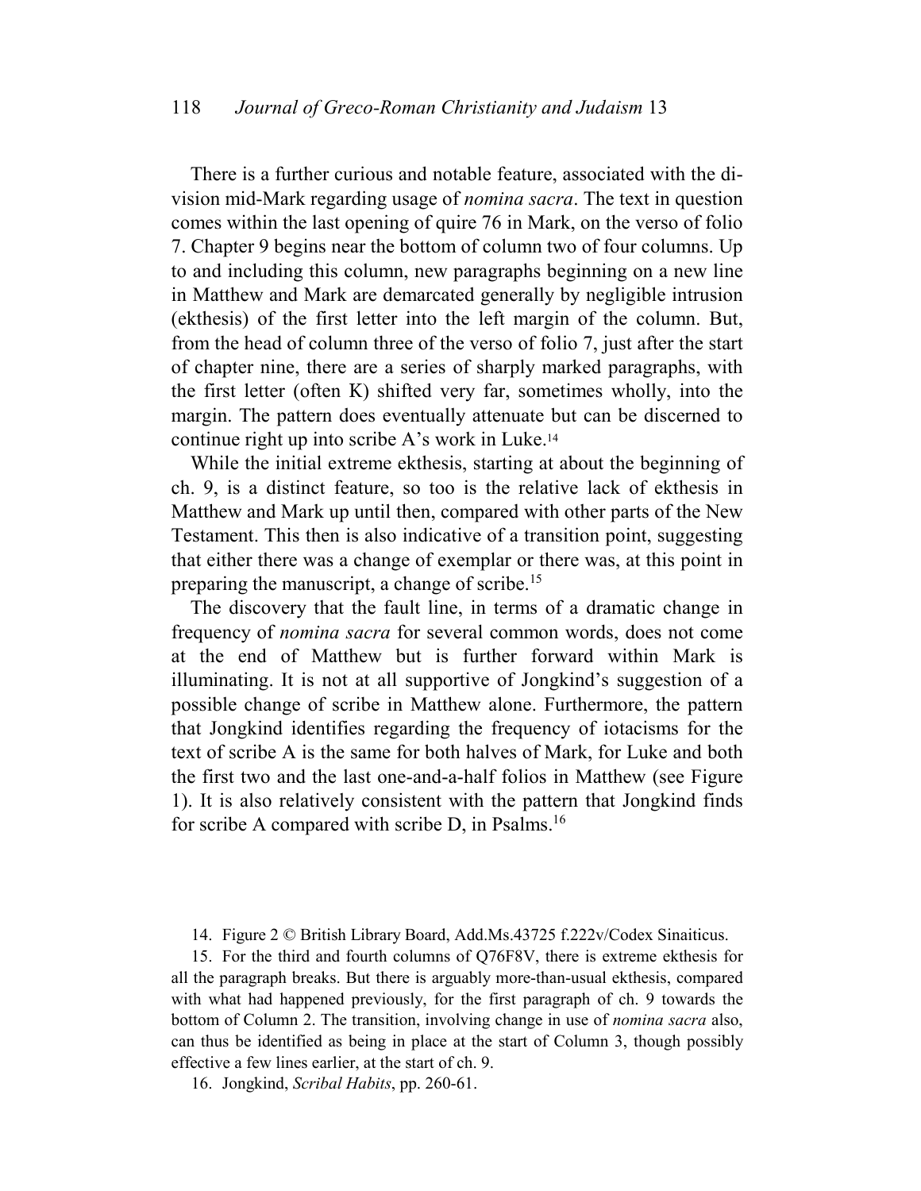There is a further curious and notable feature, associated with the division mid-Mark regarding usage of *nomina sacra*. The text in question comes within the last opening of quire 76 in Mark, on the verso of folio 7. Chapter 9 begins near the bottom of column two of four columns. Up to and including this column, new paragraphs beginning on a new line in Matthew and Mark are demarcated generally by negligible intrusion (ekthesis) of the first letter into the left margin of the column. But, from the head of column three of the verso of folio 7, just after the start of chapter nine, there are a series of sharply marked paragraphs, with the first letter (often K) shifted very far, sometimes wholly, into the margin. The pattern does eventually attenuate but can be discerned to continue right up into scribe A's work in Luke.[14]

While the initial extreme ekthesis, starting at about the beginning of ch. 9, is a distinct feature, so too is the relative lack of ekthesis in Matthew and Mark up until then, compared with other parts of the New Testament. This then is also indicative of a transition point, suggesting that either there was a change of exemplar or there was, at this point in preparing the manuscript, a change of scribe.[15]

The discovery that the fault line, in terms of a dramatic change in frequency of *nomina sacra* for several common words, does not come at the end of Matthew but is further forward within Mark is illuminating. It is not at all supportive of Jongkind's suggestion of a possible change of scribe in Matthew alone. Furthermore, the pattern that Jongkind identifies regarding the frequency of iotacisms for the text of scribe A is the same for both halves of Mark, for Luke and both the first two and the last one-and-a-half folios in Matthew (see Figure 1). It is also relatively consistent with the pattern that Jongkind finds for scribe A compared with scribe D, in Psalms.[16]

14. Figure 2 © British Library Board, Add.Ms.43725 f.222v/Codex Sinaiticus.

15. For the third and fourth columns of Q76F8V, there is extreme ekthesis for all the paragraph breaks. But there is arguably more-than-usual ekthesis, compared with what had happened previously, for the first paragraph of ch. 9 towards the bottom of Column 2. The transition, involving change in use of *nomina sacra* also, can thus be identified as being in place at the start of Column 3, though possibly effective a few lines earlier, at the start of ch. 9.

16. Jongkind, *Scribal Habits*, pp. 260-61.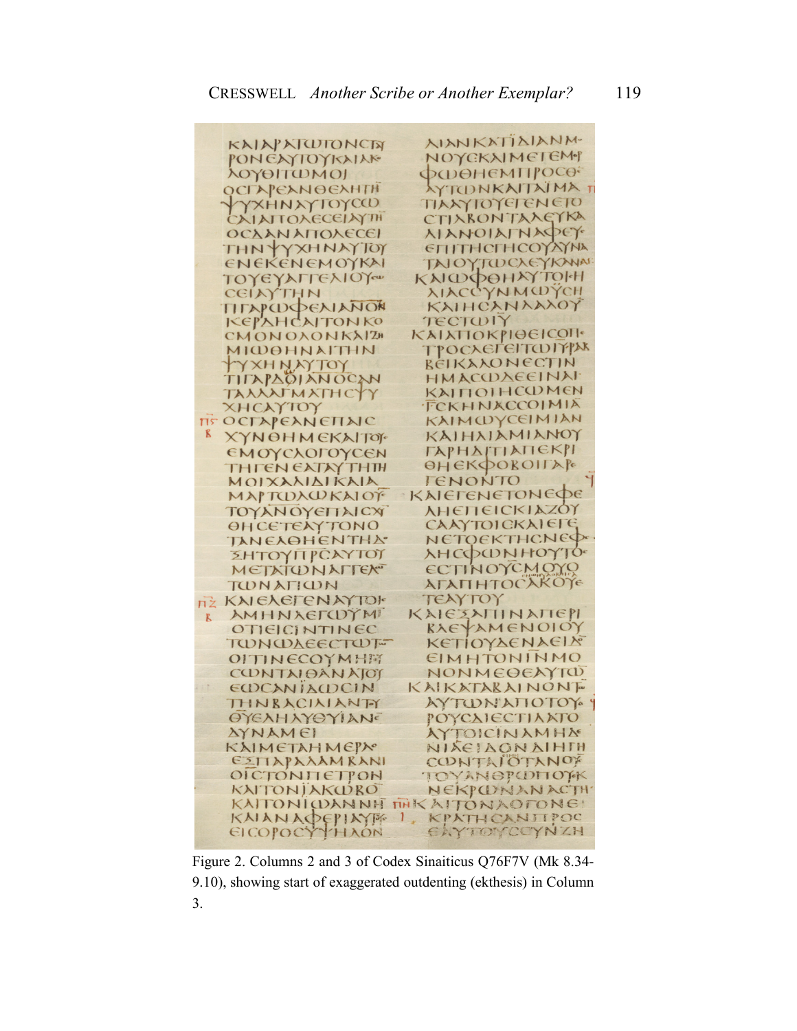Figure 2. Columns 2 and 3 of Codex Sinaiticus Q76F7V (Mk 8.34-9.10), showing start of exaggerated outdenting (ekthesis) in Column 3.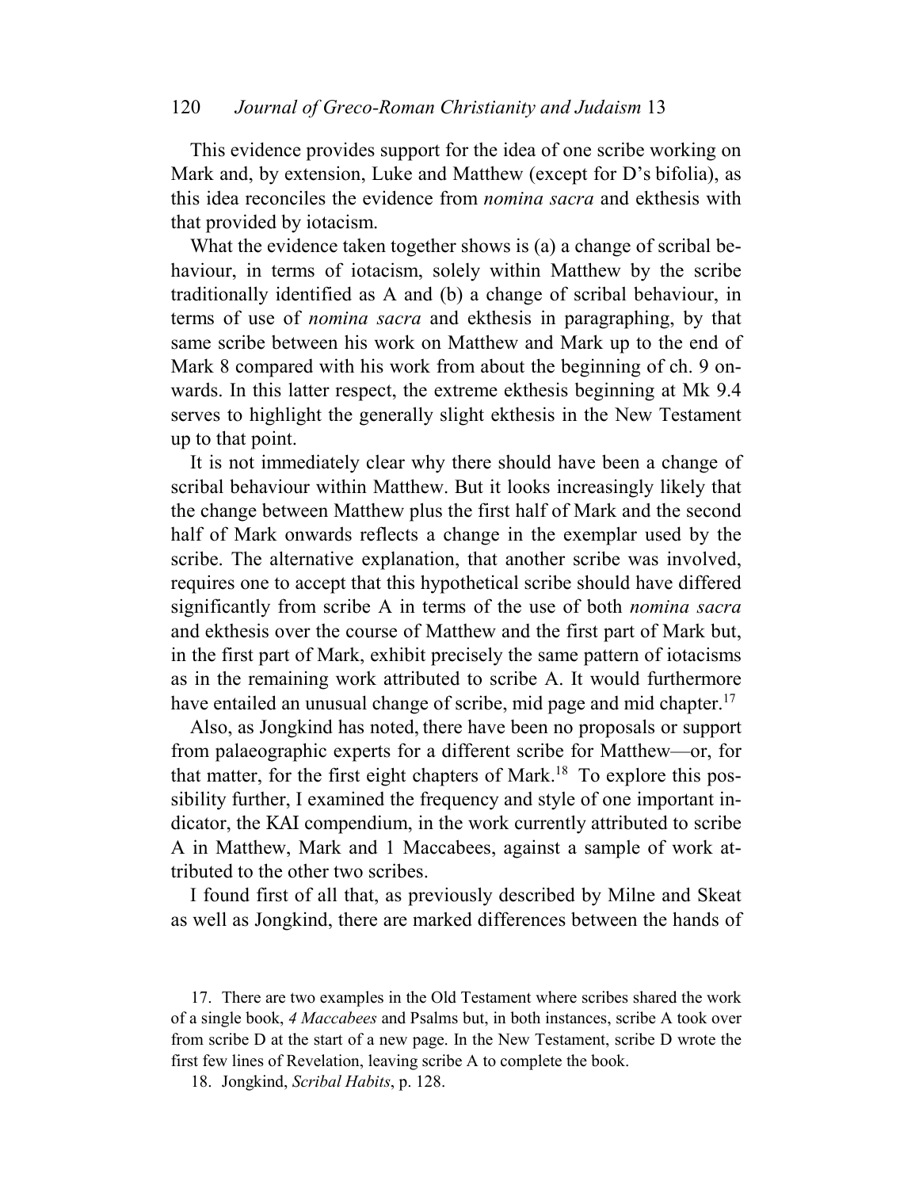This evidence provides support for the idea of one scribe working on Mark and, by extension, Luke and Matthew (except for D's bifolia), as this idea reconciles the evidence from *nomina sacra* and ekthesis with that provided by iotacism.

What the evidence taken together shows is (a) a change of scribal behaviour, in terms of iotacism, solely within Matthew by the scribe traditionally identified as A and (b) a change of scribal behaviour, in terms of use of *nomina sacra* and ekthesis in paragraphing, by that same scribe between his work on Matthew and Mark up to the end of Mark 8 compared with his work from about the beginning of ch. 9 onwards. In this latter respect, the extreme ekthesis beginning at Mk 9.4 serves to highlight the generally slight ekthesis in the New Testament up to that point.

It is not immediately clear why there should have been a change of scribal behaviour within Matthew. But it looks increasingly likely that the change between Matthew plus the first half of Mark and the second half of Mark onwards reflects a change in the exemplar used by the scribe. The alternative explanation, that another scribe was involved, requires one to accept that this hypothetical scribe should have differed significantly from scribe A in terms of the use of both *nomina sacra* and ekthesis over the course of Matthew and the first part of Mark but, in the first part of Mark, exhibit precisely the same pattern of iotacisms as in the remaining work attributed to scribe A. It would furthermore have entailed an unusual change of scribe, mid page and mid chapter.[17]

Also, as Jongkind has noted, there have been no proposals or support from palaeographic experts for a different scribe for Matthew—or, for that matter, for the first eight chapters of Mark.[18] To explore this possibility further, I examined the frequency and style of one important indicator, the KAI compendium, in the work currently attributed to scribe A in Matthew, Mark and 1 Maccabees, against a sample of work attributed to the other two scribes.

I found first of all that, as previously described by Milne and Skeat as well as Jongkind, there are marked differences between the hands of

17. There are two examples in the Old Testament where scribes shared the work of a single book, *4 Maccabees* and Psalms but, in both instances, scribe A took over from scribe D at the start of a new page. In the New Testament, scribe D wrote the first few lines of Revelation, leaving scribe A to complete the book.

18. Jongkind, *Scribal Habits*, p. 128.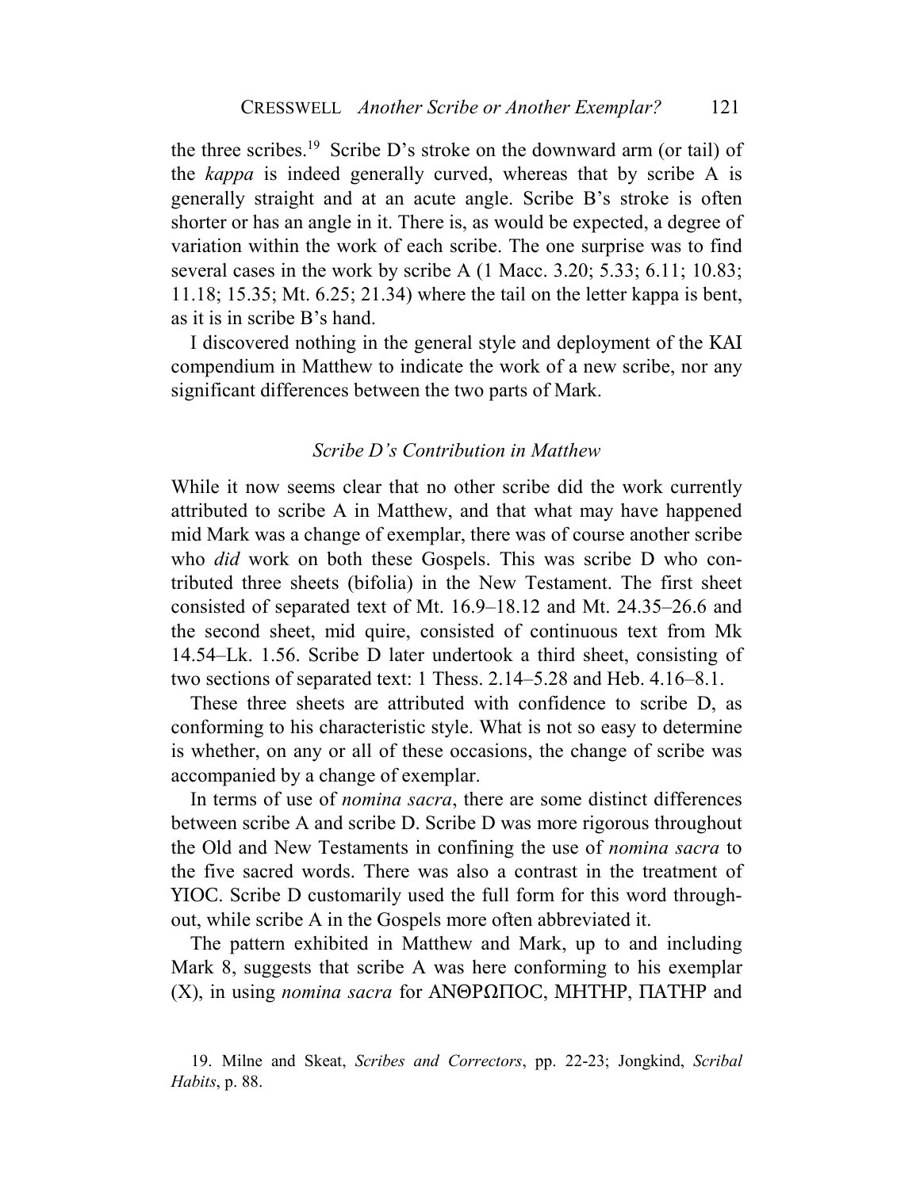the three scribes.[19] Scribe D's stroke on the downward arm (or tail) of the *kappa* is indeed generally curved, whereas that by scribe A is generally straight and at an acute angle. Scribe B's stroke is often shorter or has an angle in it. There is, as would be expected, a degree of variation within the work of each scribe. The one surprise was to find several cases in the work by scribe A (1 Macc. 3.20; 5.33; 6.11; 10.83; 11.18; 15.35; Mt. 6.25; 21.34) where the tail on the letter kappa is bent, as it is in scribe B's hand.

I discovered nothing in the general style and deployment of the KAI compendium in Matthew to indicate the work of a new scribe, nor any significant differences between the two parts of Mark.

### *Scribe D's Contribution in Matthew*

While it now seems clear that no other scribe did the work currently attributed to scribe A in Matthew, and that what may have happened mid Mark was a change of exemplar, there was of course another scribe who *did* work on both these Gospels. This was scribe D who contributed three sheets (bifolia) in the New Testament. The first sheet consisted of separated text of Mt. 16.9–18.12 and Mt. 24.35–26.6 and the second sheet, mid quire, consisted of continuous text from Mk 14.54–Lk. 1.56. Scribe D later undertook a third sheet, consisting of two sections of separated text: 1 Thess. 2.14–5.28 and Heb. 4.16–8.1.

These three sheets are attributed with confidence to scribe D, as conforming to his characteristic style. What is not so easy to determine is whether, on any or all of these occasions, the change of scribe was accompanied by a change of exemplar.

In terms of use of *nomina sacra*, there are some distinct differences between scribe A and scribe D. Scribe D was more rigorous throughout the Old and New Testaments in confining the use of *nomina sacra* to the five sacred words. There was also a contrast in the treatment of ΥΙΟϹ. Scribe D customarily used the full form for this word throughout, while scribe A in the Gospels more often abbreviated it.

The pattern exhibited in Matthew and Mark, up to and including Mark 8, suggests that scribe A was here conforming to his exemplar (X), in using *nomina sacra* for ΑΝΘΡΩΠΟϹ, ΜΗΤΗΡ, ΠΑΤΗΡ and

19. Milne and Skeat, *Scribes and Correctors*, pp. 22-23; Jongkind, *Scribal Habits*, p. 88.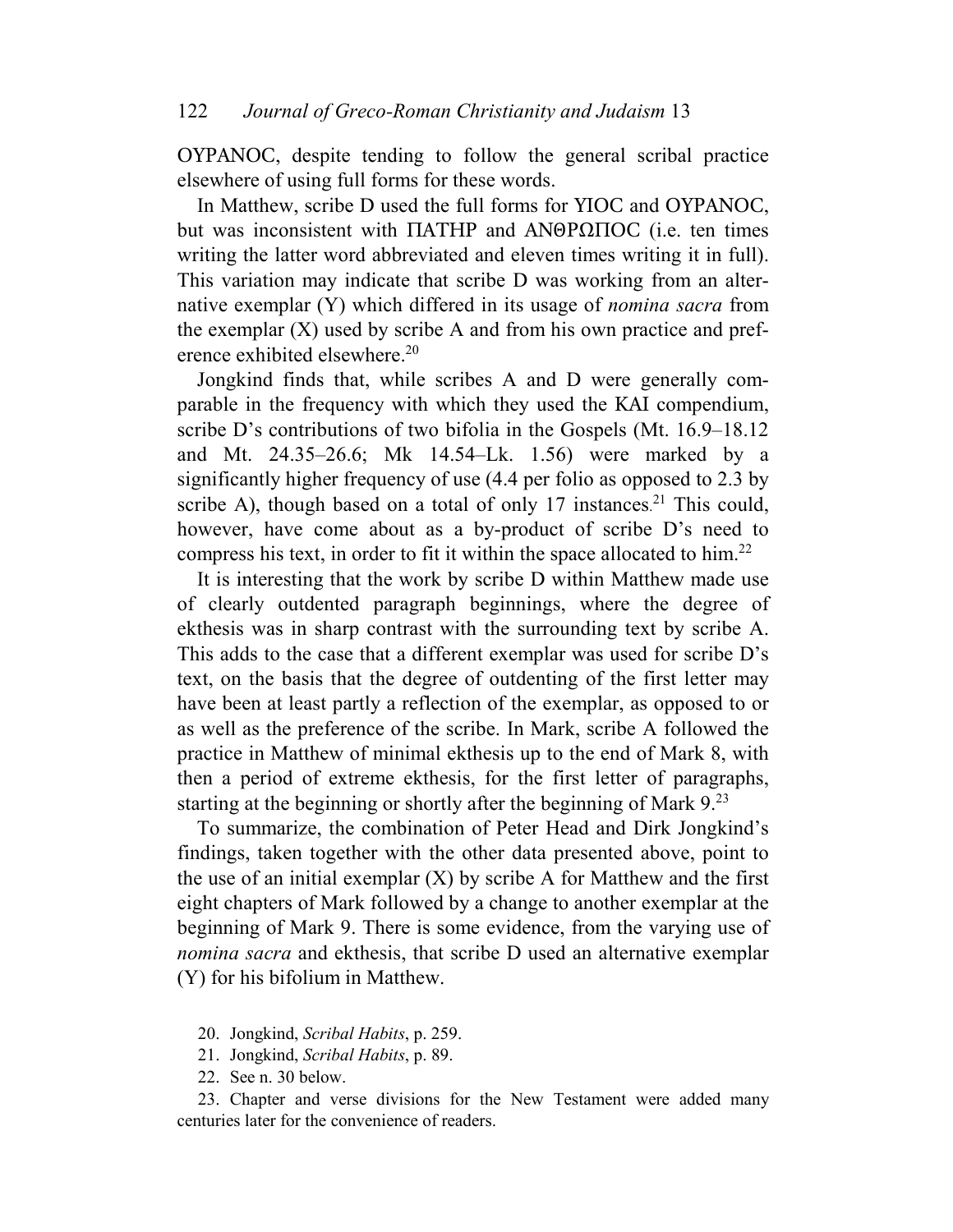ΟΥΡΑΝΟC, despite tending to follow the general scribal practice elsewhere of using full forms for these words.

In Matthew, scribe D used the full forms for ΥΙΟC and ΟΥΡΑΝΟC, but was inconsistent with ΠΑΤΗΡ and ΑΝΘΡΩΠΟC (i.e. ten times writing the latter word abbreviated and eleven times writing it in full). This variation may indicate that scribe D was working from an alternative exemplar (Y) which differed in its usage of *nomina sacra* from the exemplar (X) used by scribe A and from his own practice and preference exhibited elsewhere.[20]

Jongkind finds that, while scribes A and D were generally comparable in the frequency with which they used the ΚΑΙ compendium, scribe D's contributions of two bifolia in the Gospels (Mt. 16.9–18.12 and Mt. 24.35–26.6; Mk 14.54–Lk. 1.56) were marked by a significantly higher frequency of use (4.4 per folio as opposed to 2.3 by scribe A), though based on a total of only 17 instances.[21] This could, however, have come about as a by-product of scribe D's need to compress his text, in order to fit it within the space allocated to him.[22]

It is interesting that the work by scribe D within Matthew made use of clearly outdented paragraph beginnings, where the degree of ekthesis was in sharp contrast with the surrounding text by scribe A. This adds to the case that a different exemplar was used for scribe D's text, on the basis that the degree of outdenting of the first letter may have been at least partly a reflection of the exemplar, as opposed to or as well as the preference of the scribe. In Mark, scribe A followed the practice in Matthew of minimal ekthesis up to the end of Mark 8, with then a period of extreme ekthesis, for the first letter of paragraphs, starting at the beginning or shortly after the beginning of Mark 9.[23]

To summarize, the combination of Peter Head and Dirk Jongkind's findings, taken together with the other data presented above, point to the use of an initial exemplar (X) by scribe A for Matthew and the first eight chapters of Mark followed by a change to another exemplar at the beginning of Mark 9. There is some evidence, from the varying use of *nomina sacra* and ekthesis, that scribe D used an alternative exemplar (Y) for his bifolium in Matthew.

20. Jongkind, *Scribal Habits*, p. 259.

21. Jongkind, *Scribal Habits*, p. 89.

22. See n. 30 below.

23. Chapter and verse divisions for the New Testament were added many centuries later for the convenience of readers.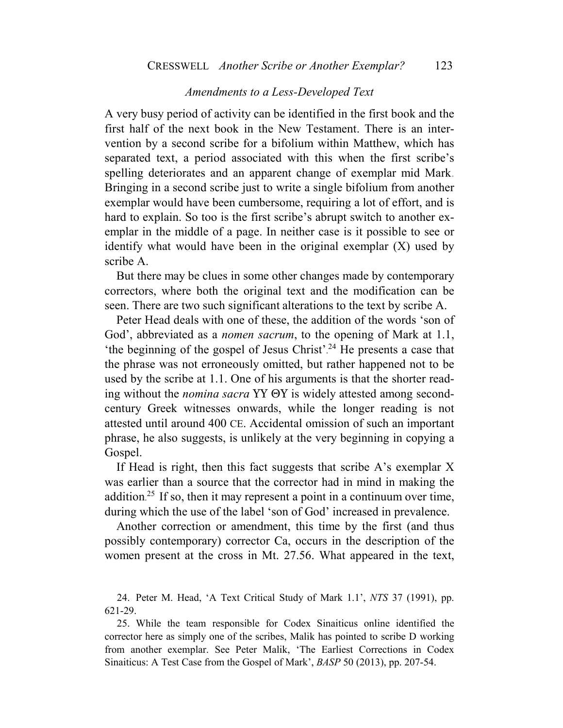### *Amendments to a Less-Developed Text*

A very busy period of activity can be identified in the first book and the first half of the next book in the New Testament. There is an intervention by a second scribe for a bifolium within Matthew, which has separated text, a period associated with this when the first scribe's spelling deteriorates and an apparent change of exemplar mid Mark. Bringing in a second scribe just to write a single bifolium from another exemplar would have been cumbersome, requiring a lot of effort, and is hard to explain. So too is the first scribe's abrupt switch to another exemplar in the middle of a page. In neither case is it possible to see or identify what would have been in the original exemplar (X) used by scribe A.

But there may be clues in some other changes made by contemporary correctors, where both the original text and the modification can be seen. There are two such significant alterations to the text by scribe A.

Peter Head deals with one of these, the addition of the words 'son of God', abbreviated as a *nomen sacrum*, to the opening of Mark at 1.1, 'the beginning of the gospel of Jesus Christ'.[24] He presents a case that the phrase was not erroneously omitted, but rather happened not to be used by the scribe at 1.1. One of his arguments is that the shorter reading without the *nomina sacra* YY ΘY is widely attested among second-century Greek witnesses onwards, while the longer reading is not attested until around 400 CE. Accidental omission of such an important phrase, he also suggests, is unlikely at the very beginning in copying a Gospel.

If Head is right, then this fact suggests that scribe A's exemplar X was earlier than a source that the corrector had in mind in making the addition.[25] If so, then it may represent a point in a continuum over time, during which the use of the label 'son of God' increased in prevalence.

Another correction or amendment, this time by the first (and thus possibly contemporary) corrector Ca, occurs in the description of the women present at the cross in Mt. 27.56. What appeared in the text,

24. Peter M. Head, 'A Text Critical Study of Mark 1.1', *NTS* 37 (1991), pp. 621-29.

25. While the team responsible for Codex Sinaiticus online identified the corrector here as simply one of the scribes, Malik has pointed to scribe D working from another exemplar. See Peter Malik, 'The Earliest Corrections in Codex Sinaiticus: A Test Case from the Gospel of Mark', *BASP* 50 (2013), pp. 207-54.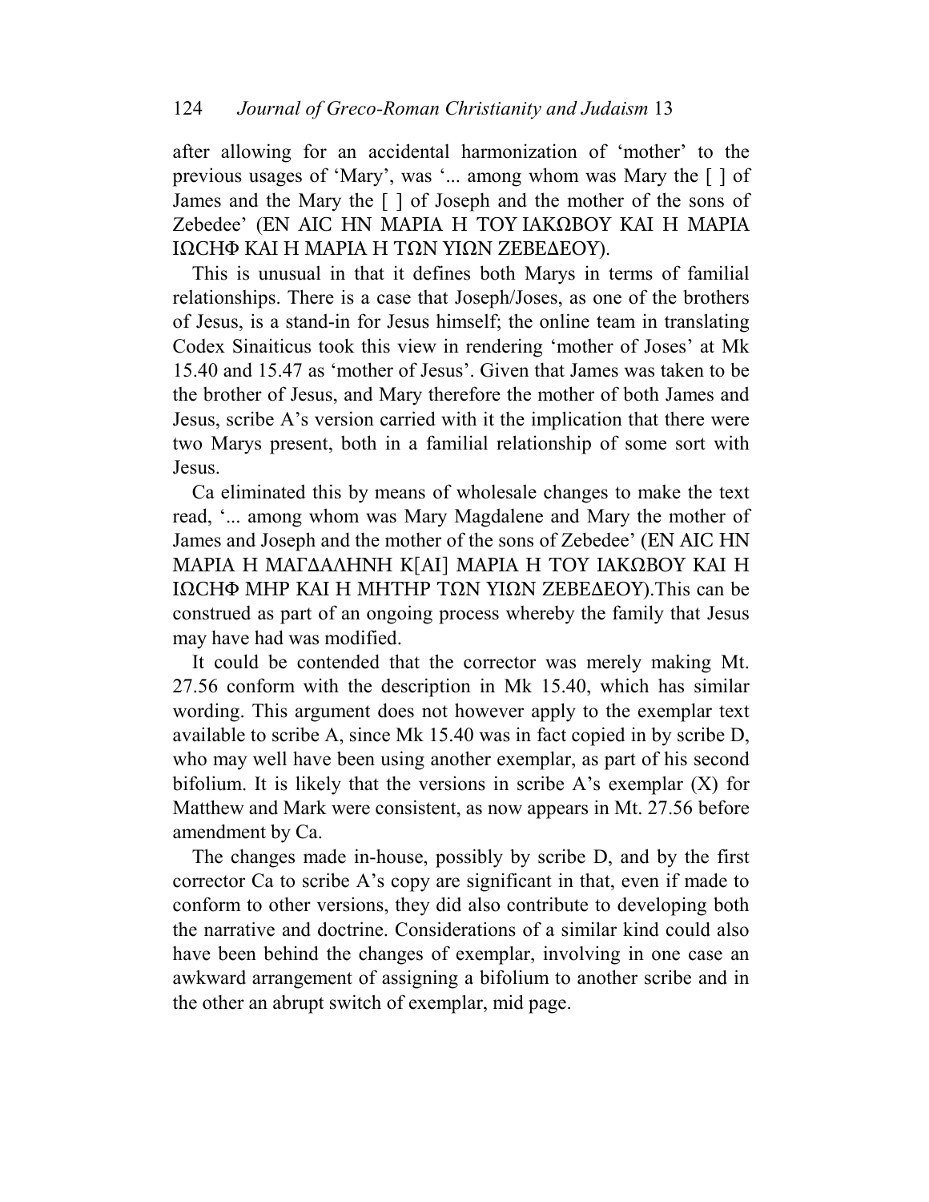after allowing for an accidental harmonization of 'mother' to the previous usages of 'Mary', was '... among whom was Mary the [ ] of James and the Mary the [ ] of Joseph and the mother of the sons of Zebedee' (ΕΝ ΑΙC ΗΝ ΜΑΡΙΑ Η ΤΟΥ ΙΑΚΩΒΟΥ ΚΑΙ Η ΜΑΡΙΑ ΙΩCΗΦ ΚΑΙ Η ΜΑΡΙΑ Η ΤΩΝ ΥΙΩΝ ΖΕΒΕΔΕΟΥ).

This is unusual in that it defines both Marys in terms of familial relationships. There is a case that Joseph/Joses, as one of the brothers of Jesus, is a stand-in for Jesus himself; the online team in translating Codex Sinaiticus took this view in rendering 'mother of Joses' at Mk 15.40 and 15.47 as 'mother of Jesus'. Given that James was taken to be the brother of Jesus, and Mary therefore the mother of both James and Jesus, scribe A's version carried with it the implication that there were two Marys present, both in a familial relationship of some sort with Jesus.

Ca eliminated this by means of wholesale changes to make the text read, '... among whom was Mary Magdalene and Mary the mother of James and Joseph and the mother of the sons of Zebedee' (ΕΝ ΑΙC ΗΝ ΜΑΡΙΑ Η ΜΑΓΔΑΛΗΝΗ Κ[ΑΙ] ΜΑΡΙΑ Η ΤΟΥ ΙΑΚΩΒΟΥ ΚΑΙ Η ΙΩCΗΦ ΜΗΡ ΚΑΙ Η ΜΗΤΗΡ ΤΩΝ ΥΙΩΝ ΖΕΒΕΔΕΟΥ).This can be construed as part of an ongoing process whereby the family that Jesus may have had was modified.

It could be contended that the corrector was merely making Mt. 27.56 conform with the description in Mk 15.40, which has similar wording. This argument does not however apply to the exemplar text available to scribe A, since Mk 15.40 was in fact copied in by scribe D, who may well have been using another exemplar, as part of his second bifolium. It is likely that the versions in scribe A's exemplar (X) for Matthew and Mark were consistent, as now appears in Mt. 27.56 before amendment by Ca.

The changes made in-house, possibly by scribe D, and by the first corrector Ca to scribe A's copy are significant in that, even if made to conform to other versions, they did also contribute to developing both the narrative and doctrine. Considerations of a similar kind could also have been behind the changes of exemplar, involving in one case an awkward arrangement of assigning a bifolium to another scribe and in the other an abrupt switch of exemplar, mid page.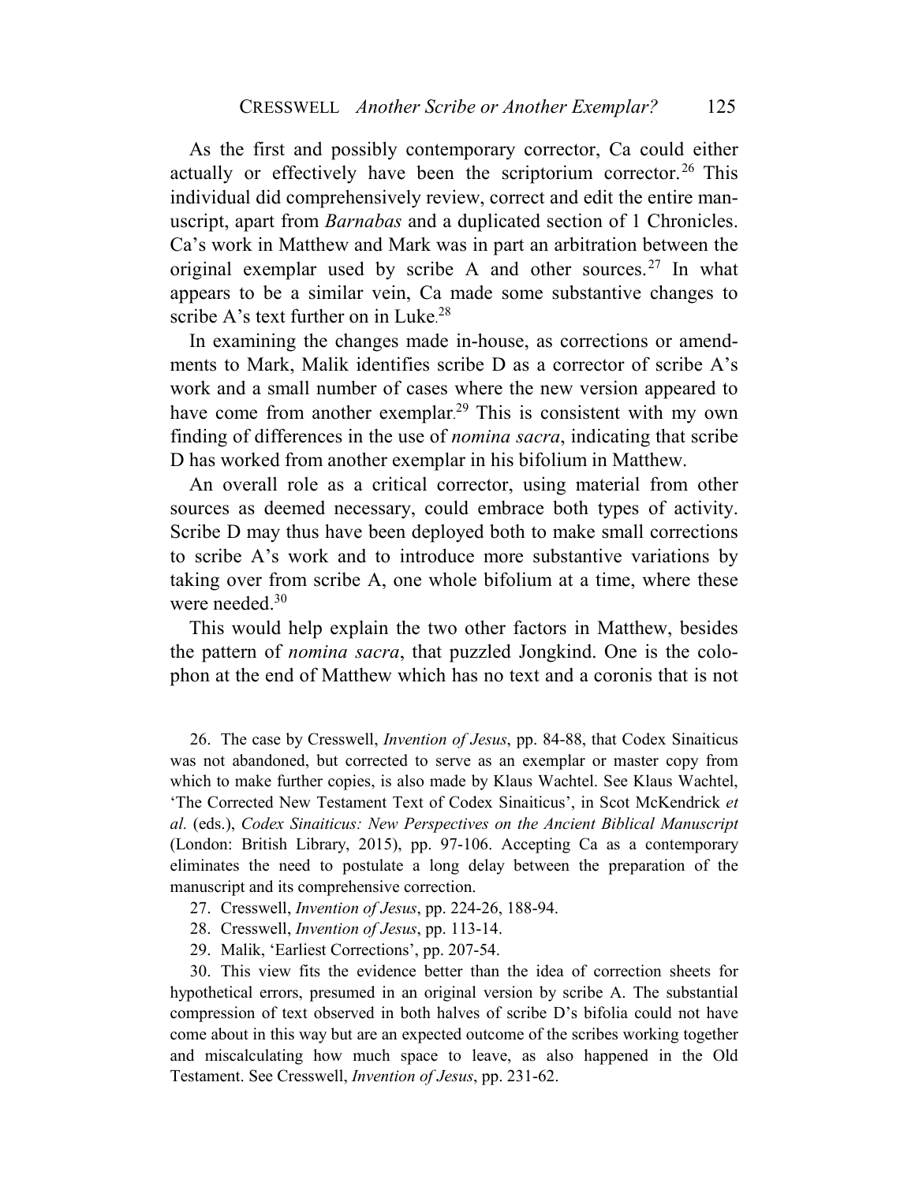As the first and possibly contemporary corrector, Ca could either actually or effectively have been the scriptorium corrector.[26] This individual did comprehensively review, correct and edit the entire manuscript, apart from *Barnabas* and a duplicated section of 1 Chronicles. Ca's work in Matthew and Mark was in part an arbitration between the original exemplar used by scribe A and other sources.[27] In what appears to be a similar vein, Ca made some substantive changes to scribe A's text further on in Luke.[28]

In examining the changes made in-house, as corrections or amendments to Mark, Malik identifies scribe D as a corrector of scribe A's work and a small number of cases where the new version appeared to have come from another exemplar.[29] This is consistent with my own finding of differences in the use of *nomina sacra*, indicating that scribe D has worked from another exemplar in his bifolium in Matthew.

An overall role as a critical corrector, using material from other sources as deemed necessary, could embrace both types of activity. Scribe D may thus have been deployed both to make small corrections to scribe A's work and to introduce more substantive variations by taking over from scribe A, one whole bifolium at a time, where these were needed.[30]

This would help explain the two other factors in Matthew, besides the pattern of *nomina sacra*, that puzzled Jongkind. One is the colophon at the end of Matthew which has no text and a coronis that is not

---

26. The case by Cresswell, *Invention of Jesus*, pp. 84-88, that Codex Sinaiticus was not abandoned, but corrected to serve as an exemplar or master copy from which to make further copies, is also made by Klaus Wachtel. See Klaus Wachtel, 'The Corrected New Testament Text of Codex Sinaiticus', in Scot McKendrick *et al.* (eds.), *Codex Sinaiticus: New Perspectives on the Ancient Biblical Manuscript* (London: British Library, 2015), pp. 97-106. Accepting Ca as a contemporary eliminates the need to postulate a long delay between the preparation of the manuscript and its comprehensive correction.

27. Cresswell, *Invention of Jesus*, pp. 224-26, 188-94.

28. Cresswell, *Invention of Jesus*, pp. 113-14.

29. Malik, 'Earliest Corrections', pp. 207-54.

30. This view fits the evidence better than the idea of correction sheets for hypothetical errors, presumed in an original version by scribe A. The substantial compression of text observed in both halves of scribe D's bifolia could not have come about in this way but are an expected outcome of the scribes working together and miscalculating how much space to leave, as also happened in the Old Testament. See Cresswell, *Invention of Jesus*, pp. 231-62.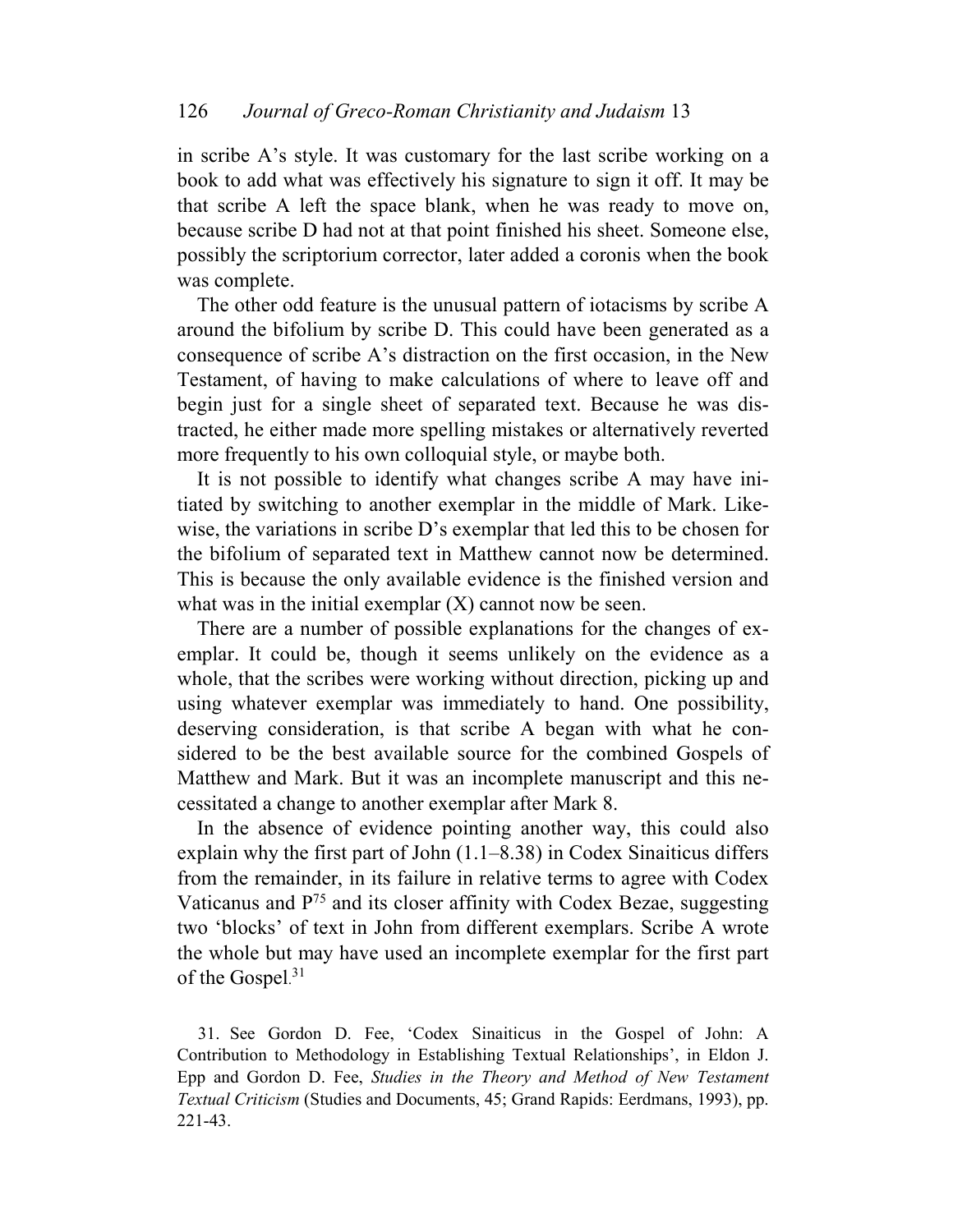in scribe A's style. It was customary for the last scribe working on a book to add what was effectively his signature to sign it off. It may be that scribe A left the space blank, when he was ready to move on, because scribe D had not at that point finished his sheet. Someone else, possibly the scriptorium corrector, later added a coronis when the book was complete.

The other odd feature is the unusual pattern of iotacisms by scribe A around the bifolium by scribe D. This could have been generated as a consequence of scribe A's distraction on the first occasion, in the New Testament, of having to make calculations of where to leave off and begin just for a single sheet of separated text. Because he was distracted, he either made more spelling mistakes or alternatively reverted more frequently to his own colloquial style, or maybe both.

It is not possible to identify what changes scribe A may have initiated by switching to another exemplar in the middle of Mark. Likewise, the variations in scribe D's exemplar that led this to be chosen for the bifolium of separated text in Matthew cannot now be determined. This is because the only available evidence is the finished version and what was in the initial exemplar (X) cannot now be seen.

There are a number of possible explanations for the changes of exemplar. It could be, though it seems unlikely on the evidence as a whole, that the scribes were working without direction, picking up and using whatever exemplar was immediately to hand. One possibility, deserving consideration, is that scribe A began with what he considered to be the best available source for the combined Gospels of Matthew and Mark. But it was an incomplete manuscript and this necessitated a change to another exemplar after Mark 8.

In the absence of evidence pointing another way, this could also explain why the first part of John (1.1–8.38) in Codex Sinaiticus differs from the remainder, in its failure in relative terms to agree with Codex Vaticanus and $P^{75}$ and its closer affinity with Codex Bezae, suggesting two 'blocks' of text in John from different exemplars. Scribe A wrote the whole but may have used an incomplete exemplar for the first part of the Gospel.[31]

31. See Gordon D. Fee, 'Codex Sinaiticus in the Gospel of John: A Contribution to Methodology in Establishing Textual Relationships', in Eldon J. Epp and Gordon D. Fee, *Studies in the Theory and Method of New Testament Textual Criticism* (Studies and Documents, 45; Grand Rapids: Eerdmans, 1993), pp. 221-43.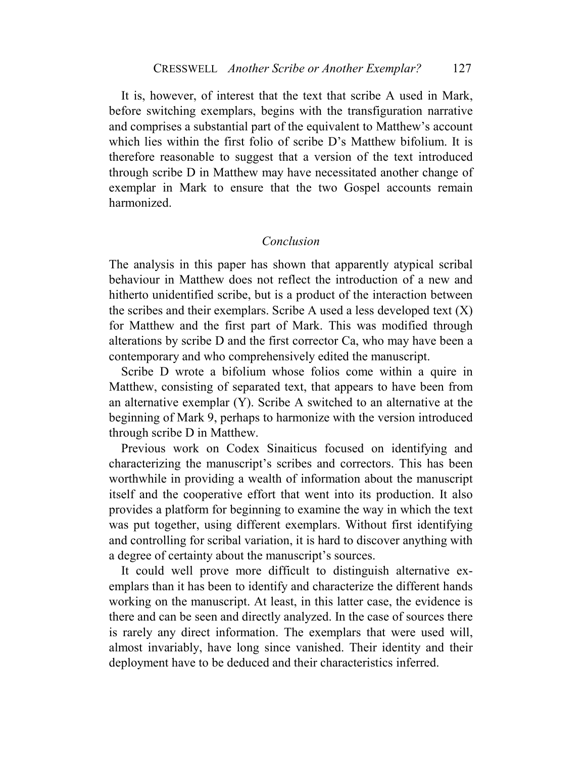It is, however, of interest that the text that scribe A used in Mark, before switching exemplars, begins with the transfiguration narrative and comprises a substantial part of the equivalent to Matthew's account which lies within the first folio of scribe D's Matthew bifolium. It is therefore reasonable to suggest that a version of the text introduced through scribe D in Matthew may have necessitated another change of exemplar in Mark to ensure that the two Gospel accounts remain harmonized.

## *Conclusion*

The analysis in this paper has shown that apparently atypical scribal behaviour in Matthew does not reflect the introduction of a new and hitherto unidentified scribe, but is a product of the interaction between the scribes and their exemplars. Scribe A used a less developed text (X) for Matthew and the first part of Mark. This was modified through alterations by scribe D and the first corrector Ca, who may have been a contemporary and who comprehensively edited the manuscript.

Scribe D wrote a bifolium whose folios come within a quire in Matthew, consisting of separated text, that appears to have been from an alternative exemplar (Y). Scribe A switched to an alternative at the beginning of Mark 9, perhaps to harmonize with the version introduced through scribe D in Matthew.

Previous work on Codex Sinaiticus focused on identifying and characterizing the manuscript's scribes and correctors. This has been worthwhile in providing a wealth of information about the manuscript itself and the cooperative effort that went into its production. It also provides a platform for beginning to examine the way in which the text was put together, using different exemplars. Without first identifying and controlling for scribal variation, it is hard to discover anything with a degree of certainty about the manuscript's sources.

It could well prove more difficult to distinguish alternative exemplars than it has been to identify and characterize the different hands working on the manuscript. At least, in this latter case, the evidence is there and can be seen and directly analyzed. In the case of sources there is rarely any direct information. The exemplars that were used will, almost invariably, have long since vanished. Their identity and their deployment have to be deduced and their characteristics inferred.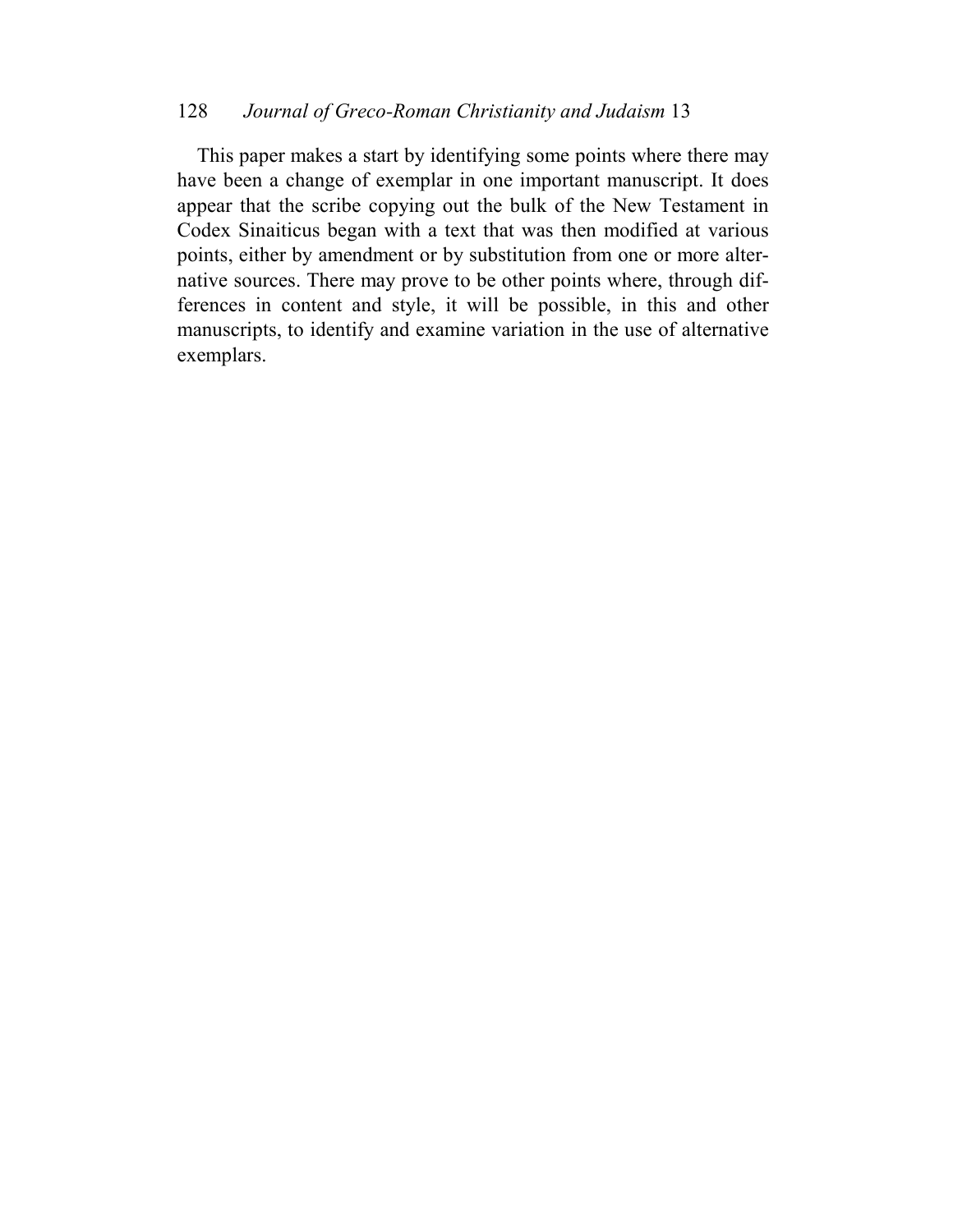This paper makes a start by identifying some points where there may have been a change of exemplar in one important manuscript. It does appear that the scribe copying out the bulk of the New Testament in Codex Sinaiticus began with a text that was then modified at various points, either by amendment or by substitution from one or more alternative sources. There may prove to be other points where, through differences in content and style, it will be possible, in this and other manuscripts, to identify and examine variation in the use of alternative exemplars.